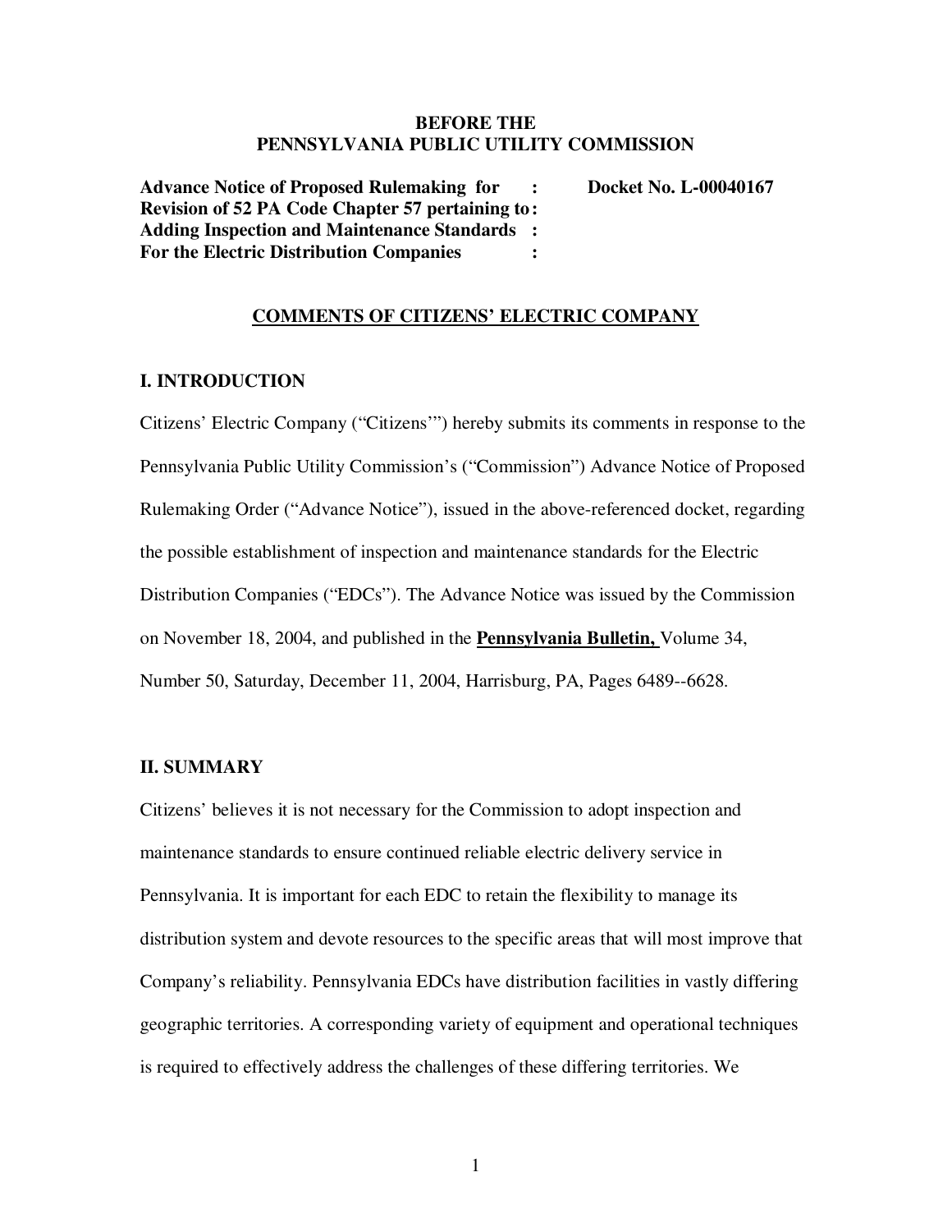**BEFORE THE**
**PENNSYLVANIA PUBLIC UTILITY COMMISSION**

| | | |
|---|---|---|
| **Advance Notice of Proposed Rulemaking for Revision of 52 PA Code Chapter 57 pertaining to Adding Inspection and Maintenance Standards For the Electric Distribution Companies** | : | **Docket No. L-00040167** |

**<u>COMMENTS OF CITIZENS' ELECTRIC COMPANY</u>**

## I. INTRODUCTION

Citizens' Electric Company ("Citizens'") hereby submits its comments in response to the Pennsylvania Public Utility Commission's ("Commission") Advance Notice of Proposed Rulemaking Order ("Advance Notice"), issued in the above-referenced docket, regarding the possible establishment of inspection and maintenance standards for the Electric Distribution Companies ("EDCs"). The Advance Notice was issued by the Commission on November 18, 2004, and published in the **<u>Pennsylvania Bulletin,</u>** Volume 34, Number 50, Saturday, December 11, 2004, Harrisburg, PA, Pages 6489--6628.

## II. SUMMARY

Citizens' believes it is not necessary for the Commission to adopt inspection and maintenance standards to ensure continued reliable electric delivery service in Pennsylvania. It is important for each EDC to retain the flexibility to manage its distribution system and devote resources to the specific areas that will most improve that Company's reliability. Pennsylvania EDCs have distribution facilities in vastly differing geographic territories. A corresponding variety of equipment and operational techniques is required to effectively address the challenges of these differing territories. We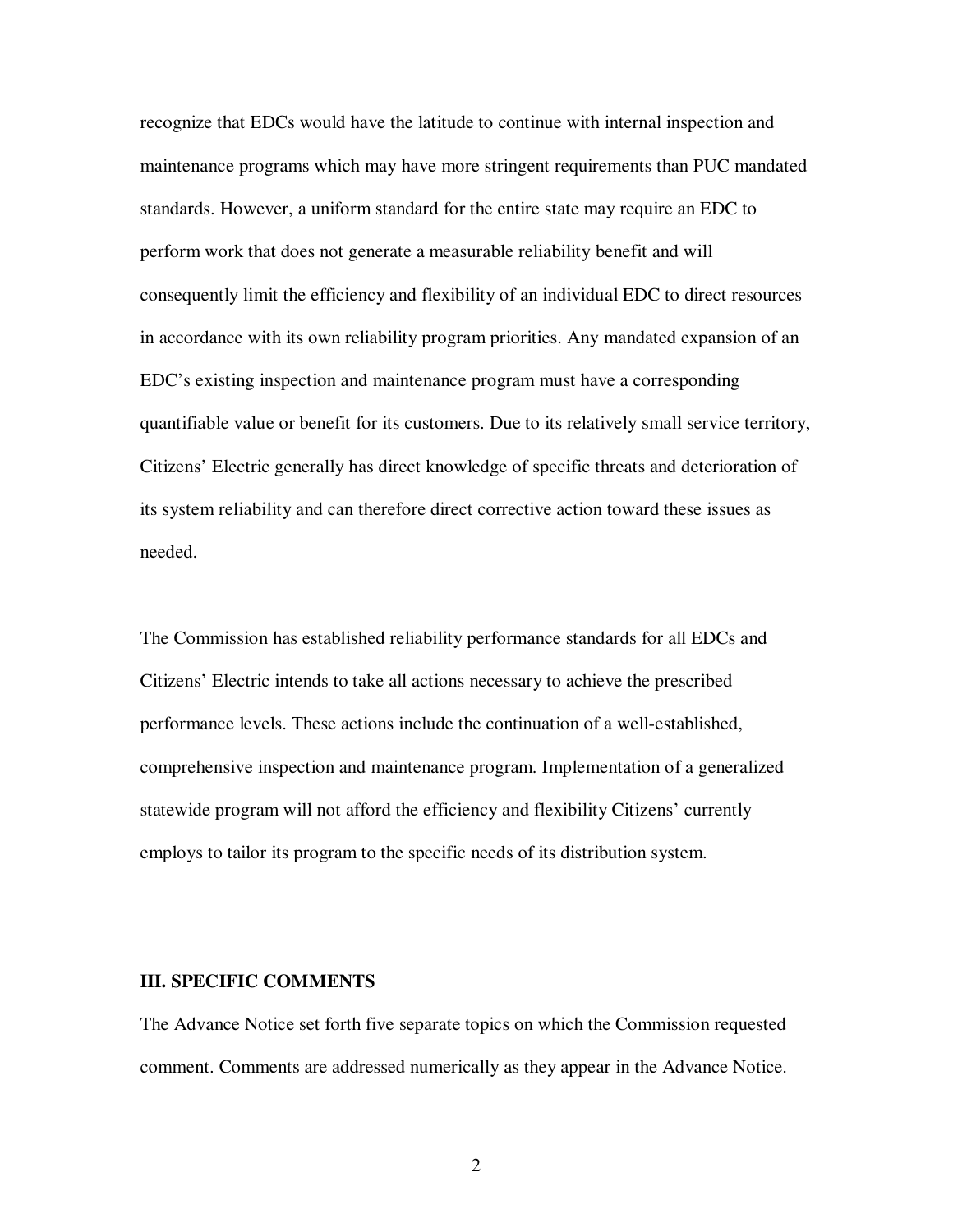recognize that EDCs would have the latitude to continue with internal inspection and maintenance programs which may have more stringent requirements than PUC mandated standards. However, a uniform standard for the entire state may require an EDC to perform work that does not generate a measurable reliability benefit and will consequently limit the efficiency and flexibility of an individual EDC to direct resources in accordance with its own reliability program priorities. Any mandated expansion of an EDC's existing inspection and maintenance program must have a corresponding quantifiable value or benefit for its customers. Due to its relatively small service territory, Citizens' Electric generally has direct knowledge of specific threats and deterioration of its system reliability and can therefore direct corrective action toward these issues as needed.

The Commission has established reliability performance standards for all EDCs and Citizens' Electric intends to take all actions necessary to achieve the prescribed performance levels. These actions include the continuation of a well-established, comprehensive inspection and maintenance program. Implementation of a generalized statewide program will not afford the efficiency and flexibility Citizens' currently employs to tailor its program to the specific needs of its distribution system.

## III. SPECIFIC COMMENTS

The Advance Notice set forth five separate topics on which the Commission requested comment. Comments are addressed numerically as they appear in the Advance Notice.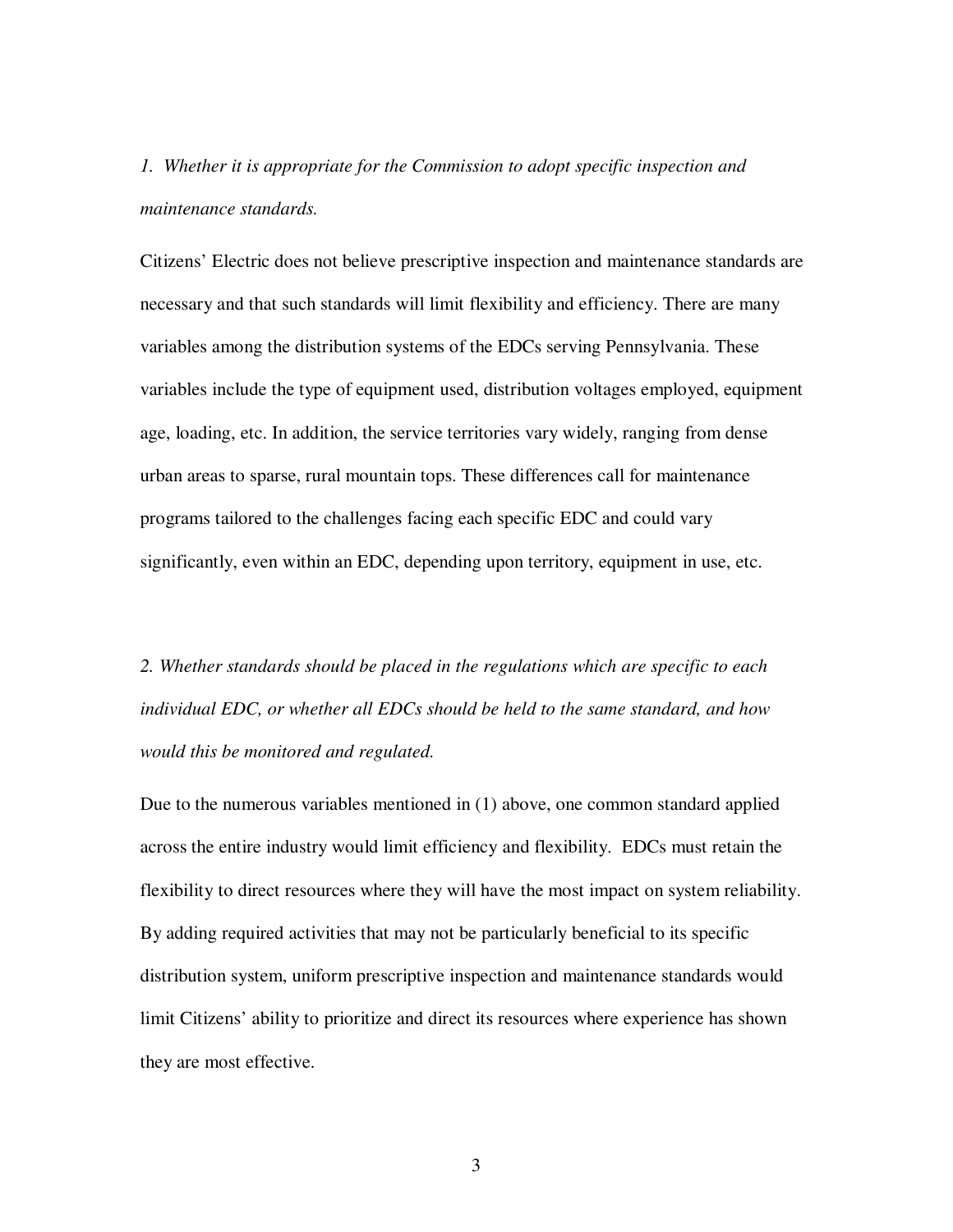*1. Whether it is appropriate for the Commission to adopt specific inspection and maintenance standards.*

Citizens' Electric does not believe prescriptive inspection and maintenance standards are necessary and that such standards will limit flexibility and efficiency. There are many variables among the distribution systems of the EDCs serving Pennsylvania. These variables include the type of equipment used, distribution voltages employed, equipment age, loading, etc. In addition, the service territories vary widely, ranging from dense urban areas to sparse, rural mountain tops. These differences call for maintenance programs tailored to the challenges facing each specific EDC and could vary significantly, even within an EDC, depending upon territory, equipment in use, etc.

*2. Whether standards should be placed in the regulations which are specific to each individual EDC, or whether all EDCs should be held to the same standard, and how would this be monitored and regulated.*

Due to the numerous variables mentioned in (1) above, one common standard applied across the entire industry would limit efficiency and flexibility. EDCs must retain the flexibility to direct resources where they will have the most impact on system reliability. By adding required activities that may not be particularly beneficial to its specific distribution system, uniform prescriptive inspection and maintenance standards would limit Citizens' ability to prioritize and direct its resources where experience has shown they are most effective.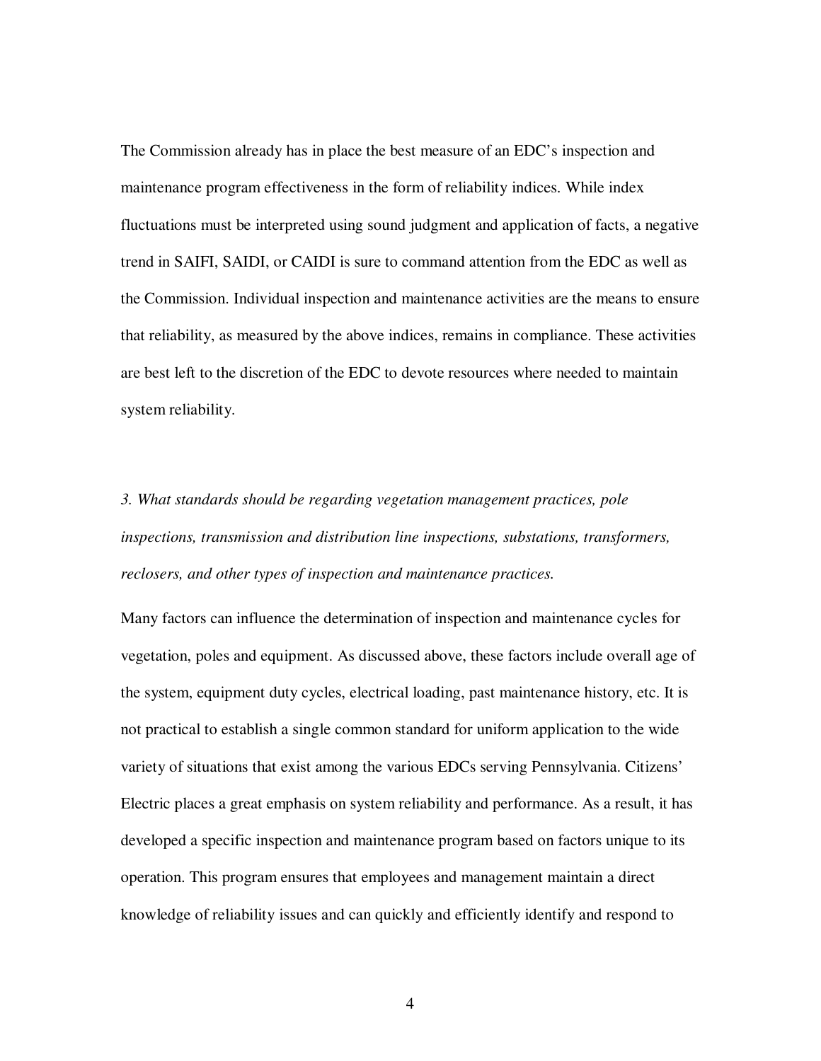The Commission already has in place the best measure of an EDC's inspection and maintenance program effectiveness in the form of reliability indices. While index fluctuations must be interpreted using sound judgment and application of facts, a negative trend in SAIFI, SAIDI, or CAIDI is sure to command attention from the EDC as well as the Commission. Individual inspection and maintenance activities are the means to ensure that reliability, as measured by the above indices, remains in compliance. These activities are best left to the discretion of the EDC to devote resources where needed to maintain system reliability.

*3. What standards should be regarding vegetation management practices, pole inspections, transmission and distribution line inspections, substations, transformers, reclosers, and other types of inspection and maintenance practices.*

Many factors can influence the determination of inspection and maintenance cycles for vegetation, poles and equipment. As discussed above, these factors include overall age of the system, equipment duty cycles, electrical loading, past maintenance history, etc. It is not practical to establish a single common standard for uniform application to the wide variety of situations that exist among the various EDCs serving Pennsylvania. Citizens' Electric places a great emphasis on system reliability and performance. As a result, it has developed a specific inspection and maintenance program based on factors unique to its operation. This program ensures that employees and management maintain a direct knowledge of reliability issues and can quickly and efficiently identify and respond to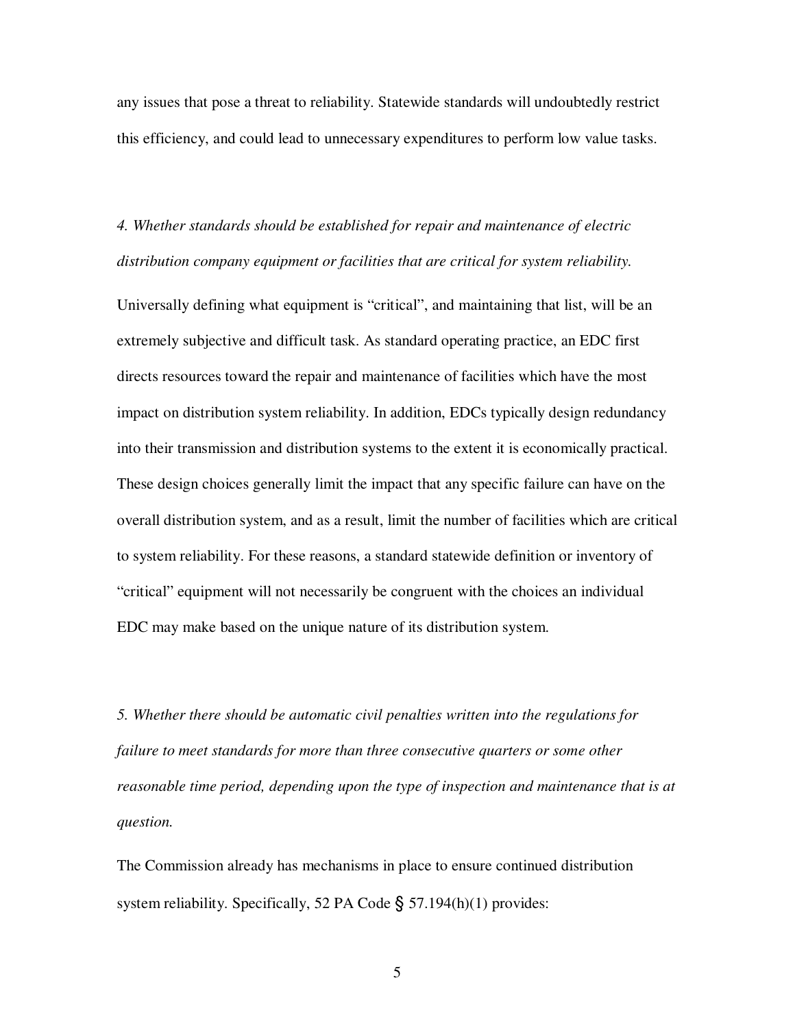any issues that pose a threat to reliability. Statewide standards will undoubtedly restrict this efficiency, and could lead to unnecessary expenditures to perform low value tasks.

*4. Whether standards should be established for repair and maintenance of electric distribution company equipment or facilities that are critical for system reliability.*

Universally defining what equipment is "critical", and maintaining that list, will be an extremely subjective and difficult task. As standard operating practice, an EDC first directs resources toward the repair and maintenance of facilities which have the most impact on distribution system reliability. In addition, EDCs typically design redundancy into their transmission and distribution systems to the extent it is economically practical. These design choices generally limit the impact that any specific failure can have on the overall distribution system, and as a result, limit the number of facilities which are critical to system reliability. For these reasons, a standard statewide definition or inventory of "critical" equipment will not necessarily be congruent with the choices an individual EDC may make based on the unique nature of its distribution system.

*5. Whether there should be automatic civil penalties written into the regulations for failure to meet standards for more than three consecutive quarters or some other reasonable time period, depending upon the type of inspection and maintenance that is at question.*

The Commission already has mechanisms in place to ensure continued distribution system reliability. Specifically, 52 PA Code § 57.194(h)(1) provides: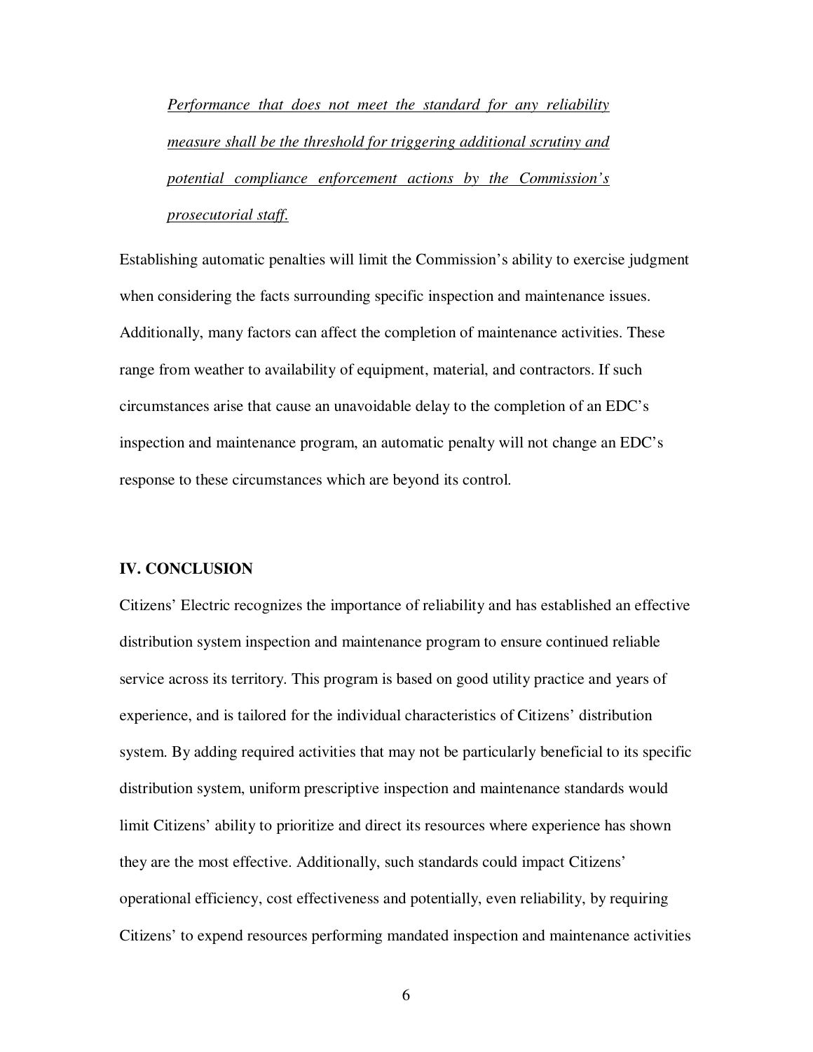*Performance that does not meet the standard for any reliability measure shall be the threshold for triggering additional scrutiny and potential compliance enforcement actions by the Commission's prosecutorial staff.*

Establishing automatic penalties will limit the Commission's ability to exercise judgment when considering the facts surrounding specific inspection and maintenance issues. Additionally, many factors can affect the completion of maintenance activities. These range from weather to availability of equipment, material, and contractors. If such circumstances arise that cause an unavoidable delay to the completion of an EDC's inspection and maintenance program, an automatic penalty will not change an EDC's response to these circumstances which are beyond its control.

## IV. CONCLUSION

Citizens' Electric recognizes the importance of reliability and has established an effective distribution system inspection and maintenance program to ensure continued reliable service across its territory. This program is based on good utility practice and years of experience, and is tailored for the individual characteristics of Citizens' distribution system. By adding required activities that may not be particularly beneficial to its specific distribution system, uniform prescriptive inspection and maintenance standards would limit Citizens' ability to prioritize and direct its resources where experience has shown they are the most effective. Additionally, such standards could impact Citizens' operational efficiency, cost effectiveness and potentially, even reliability, by requiring Citizens' to expend resources performing mandated inspection and maintenance activities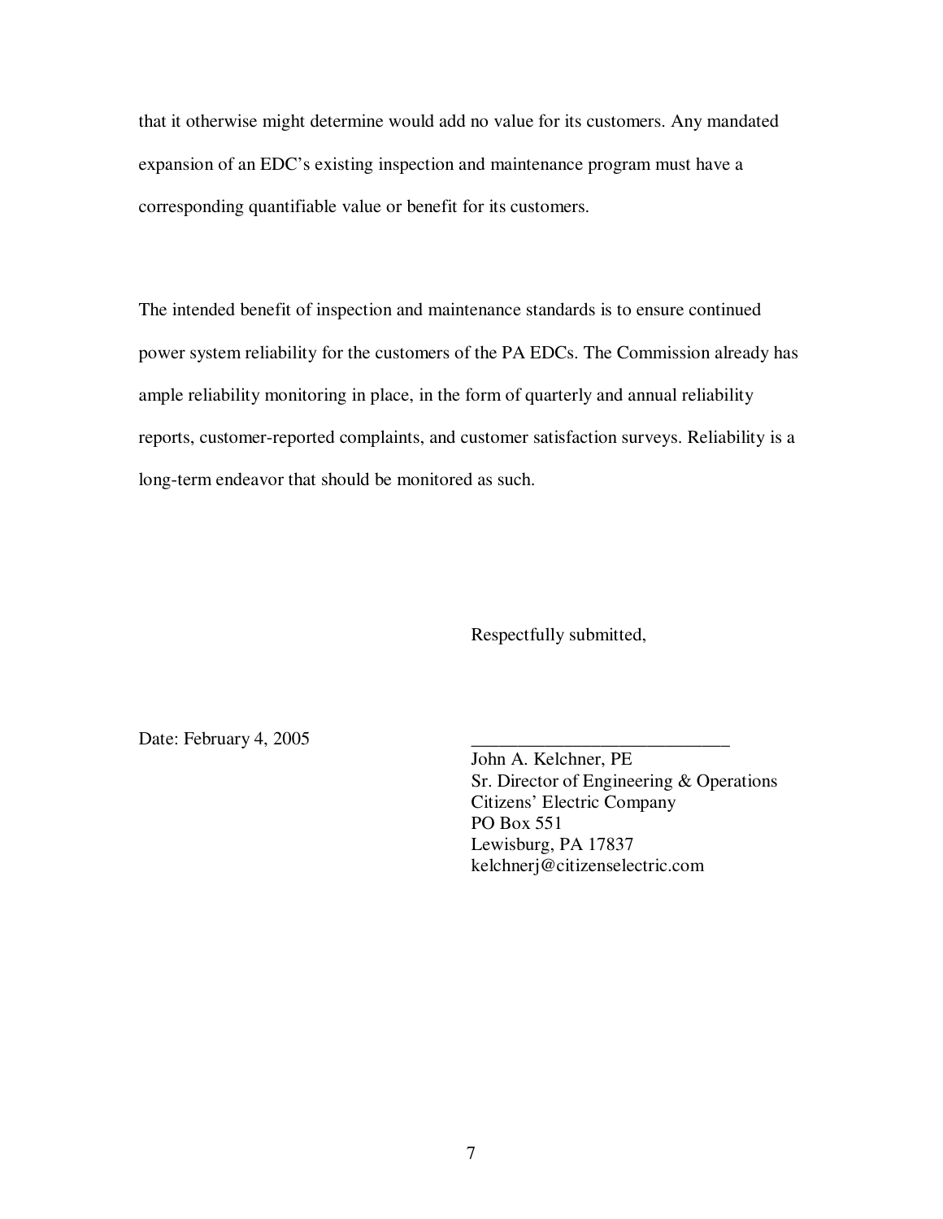that it otherwise might determine would add no value for its customers. Any mandated expansion of an EDC's existing inspection and maintenance program must have a corresponding quantifiable value or benefit for its customers.

The intended benefit of inspection and maintenance standards is to ensure continued power system reliability for the customers of the PA EDCs. The Commission already has ample reliability monitoring in place, in the form of quarterly and annual reliability reports, customer-reported complaints, and customer satisfaction surveys. Reliability is a long-term endeavor that should be monitored as such.

Respectfully submitted,

Date: February 4, 2005

\_\_\_\_\_\_\_\_\_\_\_\_\_\_\_\_\_\_\_\_\_\_\_\_\_\_\_\_

John A. Kelchner, PE
Sr. Director of Engineering & Operations
Citizens' Electric Company
PO Box 551
Lewisburg, PA 17837
kelchnerj@citizenselectric.com